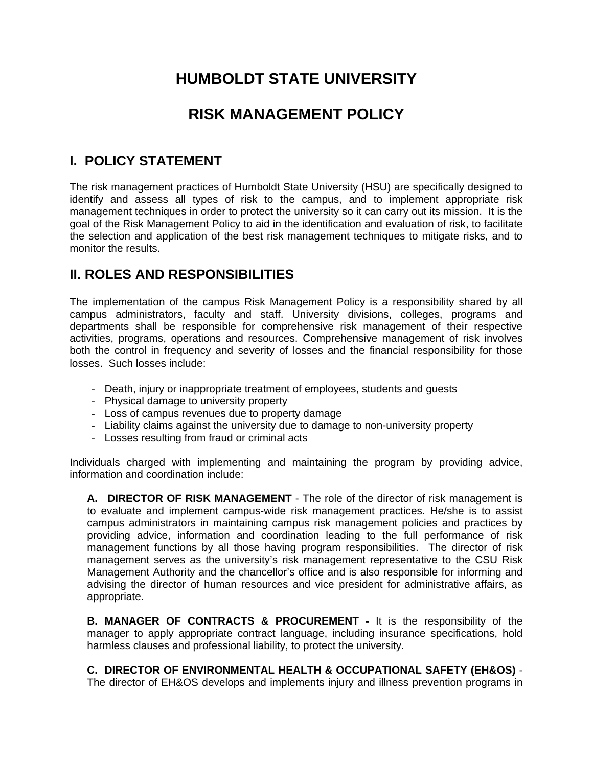# HUMBOLDT STATE UNIVERSITY

# RISK MANAGEMENT POLICY

## I. POLICY STATEMENT

The risk management practices of Humboldt State University (HSU) are specifically designed to identify and assess all types of risk to the campus, and to implement appropriate risk management techniques in order to protect the university so it can carry out its mission. It is the goal of the Risk Management Policy to aid in the identification and evaluation of risk, to facilitate the selection and application of the best risk management techniques to mitigate risks, and to monitor the results.

## II. ROLES AND RESPONSIBILITIES

The implementation of the campus Risk Management Policy is a responsibility shared by all campus administrators, faculty and staff. University divisions, colleges, programs and departments shall be responsible for comprehensive risk management of their respective activities, programs, operations and resources. Comprehensive management of risk involves both the control in frequency and severity of losses and the financial responsibility for those losses. Such losses include:

- Death, injury or inappropriate treatment of employees, students and guests
- Physical damage to university property
- Loss of campus revenues due to property damage
- Liability claims against the university due to damage to non-university property
- Losses resulting from fraud or criminal acts

Individuals charged with implementing and maintaining the program by providing advice, information and coordination include:

**A. DIRECTOR OF RISK MANAGEMENT** - The role of the director of risk management is to evaluate and implement campus-wide risk management practices. He/she is to assist campus administrators in maintaining campus risk management policies and practices by providing advice, information and coordination leading to the full performance of risk management functions by all those having program responsibilities. The director of risk management serves as the university's risk management representative to the CSU Risk Management Authority and the chancellor's office and is also responsible for informing and advising the director of human resources and vice president for administrative affairs, as appropriate.

**B. MANAGER OF CONTRACTS & PROCUREMENT -** It is the responsibility of the manager to apply appropriate contract language, including insurance specifications, hold harmless clauses and professional liability, to protect the university.

**C. DIRECTOR OF ENVIRONMENTAL HEALTH & OCCUPATIONAL SAFETY (EH&OS)** - The director of EH&OS develops and implements injury and illness prevention programs in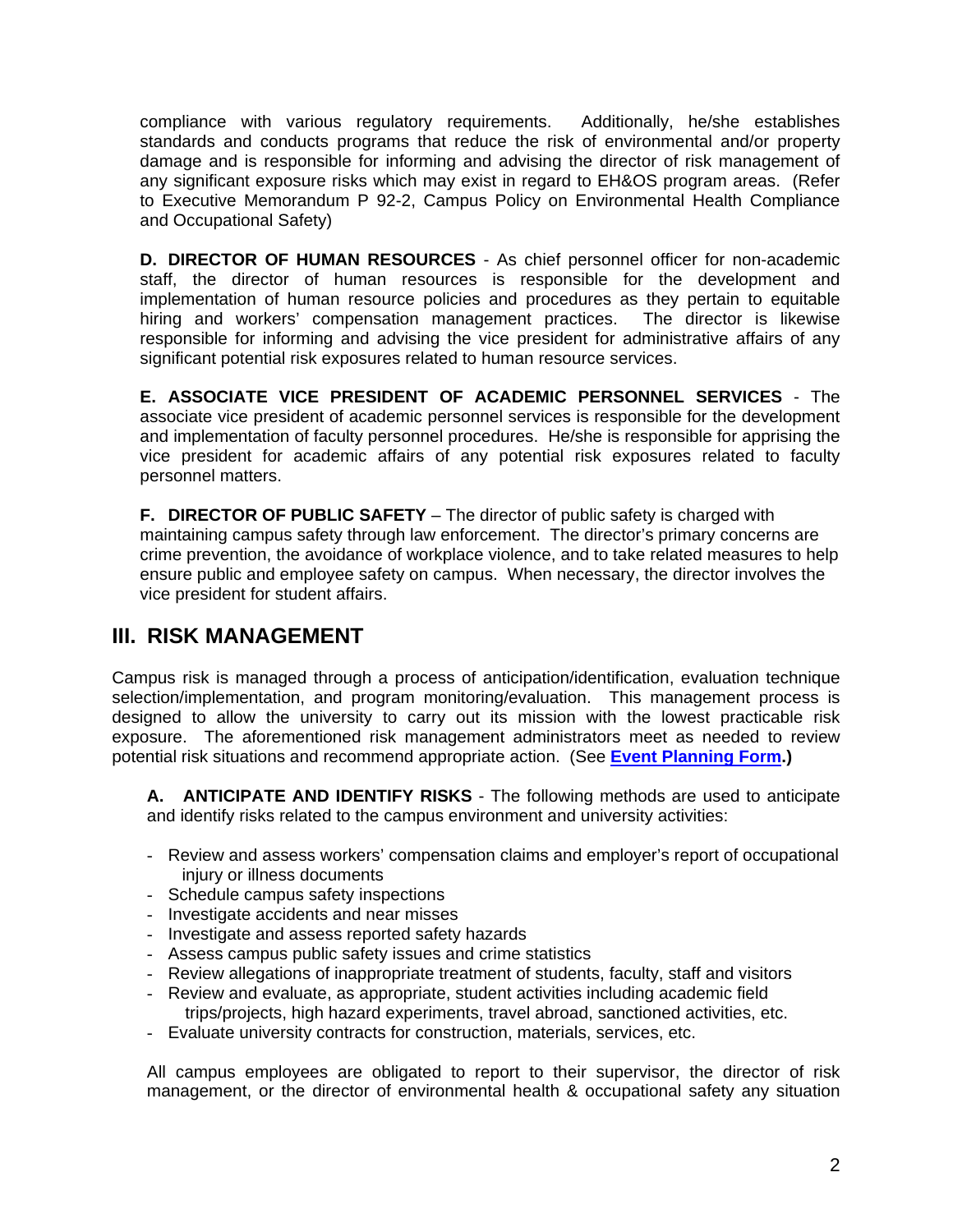compliance with various regulatory requirements. Additionally, he/she establishes standards and conducts programs that reduce the risk of environmental and/or property damage and is responsible for informing and advising the director of risk management of any significant exposure risks which may exist in regard to EH&OS program areas. (Refer to Executive Memorandum P 92-2, Campus Policy on Environmental Health Compliance and Occupational Safety)

**D. DIRECTOR OF HUMAN RESOURCES** - As chief personnel officer for non-academic staff, the director of human resources is responsible for the development and implementation of human resource policies and procedures as they pertain to equitable hiring and workers' compensation management practices. The director is likewise responsible for informing and advising the vice president for administrative affairs of any significant potential risk exposures related to human resource services.

**E. ASSOCIATE VICE PRESIDENT OF ACADEMIC PERSONNEL SERVICES** - The associate vice president of academic personnel services is responsible for the development and implementation of faculty personnel procedures. He/she is responsible for apprising the vice president for academic affairs of any potential risk exposures related to faculty personnel matters.

**F. DIRECTOR OF PUBLIC SAFETY** – The director of public safety is charged with maintaining campus safety through law enforcement. The director's primary concerns are crime prevention, the avoidance of workplace violence, and to take related measures to help ensure public and employee safety on campus. When necessary, the director involves the vice president for student affairs.

## III. RISK MANAGEMENT

Campus risk is managed through a process of anticipation/identification, evaluation technique selection/implementation, and program monitoring/evaluation. This management process is designed to allow the university to carry out its mission with the lowest practicable risk exposure. The aforementioned risk management administrators meet as needed to review potential risk situations and recommend appropriate action. (See **Event Planning Form.)**

**A. ANTICIPATE AND IDENTIFY RISKS** - The following methods are used to anticipate and identify risks related to the campus environment and university activities:

- Review and assess workers' compensation claims and employer's report of occupational injury or illness documents
- Schedule campus safety inspections
- Investigate accidents and near misses
- Investigate and assess reported safety hazards
- Assess campus public safety issues and crime statistics
- Review allegations of inappropriate treatment of students, faculty, staff and visitors
- Review and evaluate, as appropriate, student activities including academic field trips/projects, high hazard experiments, travel abroad, sanctioned activities, etc.
- Evaluate university contracts for construction, materials, services, etc.

All campus employees are obligated to report to their supervisor, the director of risk management, or the director of environmental health & occupational safety any situation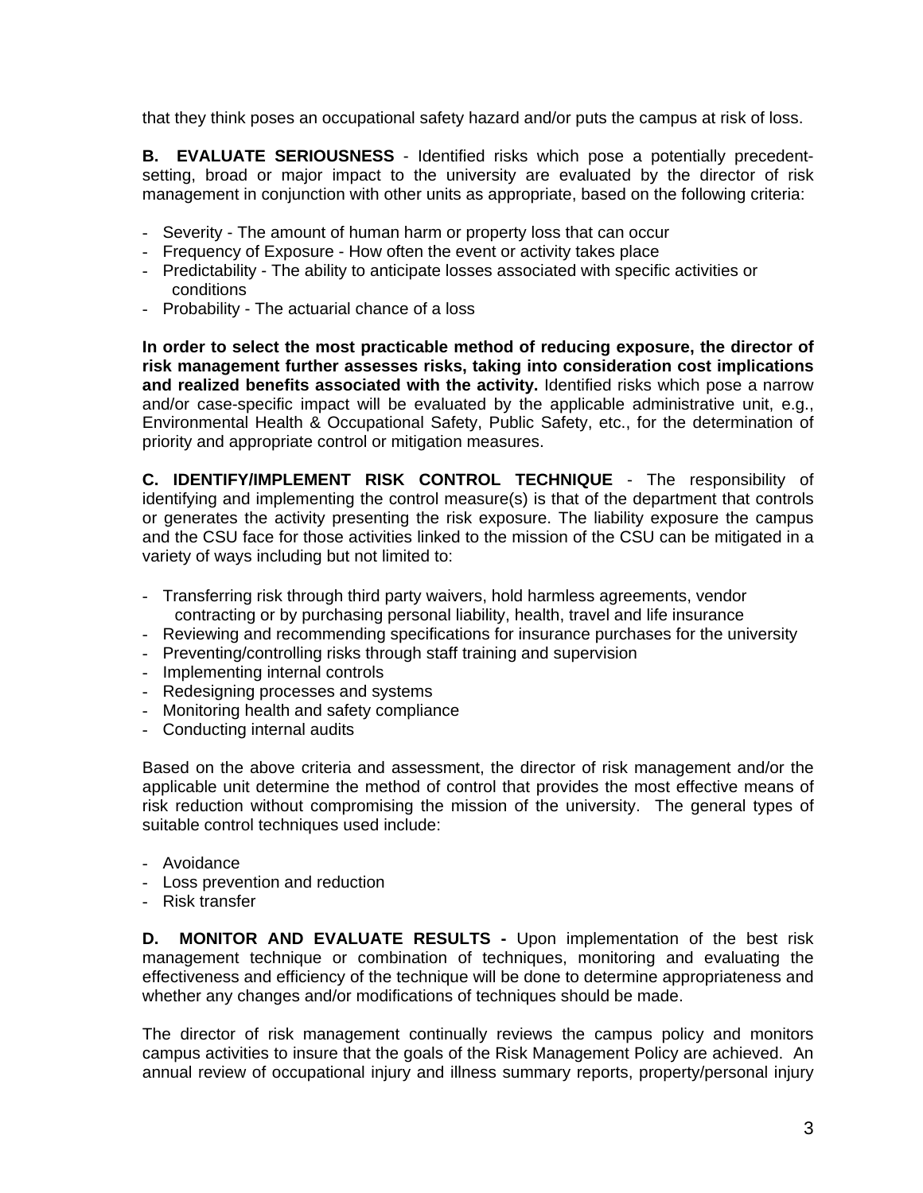that they think poses an occupational safety hazard and/or puts the campus at risk of loss.

**B. EVALUATE SERIOUSNESS** - Identified risks which pose a potentially precedent-setting, broad or major impact to the university are evaluated by the director of risk management in conjunction with other units as appropriate, based on the following criteria:

- Severity - The amount of human harm or property loss that can occur
- Frequency of Exposure - How often the event or activity takes place
- Predictability - The ability to anticipate losses associated with specific activities or conditions
- Probability - The actuarial chance of a loss

**In order to select the most practicable method of reducing exposure, the director of risk management further assesses risks, taking into consideration cost implications and realized benefits associated with the activity.** Identified risks which pose a narrow and/or case-specific impact will be evaluated by the applicable administrative unit, e.g., Environmental Health & Occupational Safety, Public Safety, etc., for the determination of priority and appropriate control or mitigation measures.

**C. IDENTIFY/IMPLEMENT RISK CONTROL TECHNIQUE** - The responsibility of identifying and implementing the control measure(s) is that of the department that controls or generates the activity presenting the risk exposure. The liability exposure the campus and the CSU face for those activities linked to the mission of the CSU can be mitigated in a variety of ways including but not limited to:

- Transferring risk through third party waivers, hold harmless agreements, vendor contracting or by purchasing personal liability, health, travel and life insurance
- Reviewing and recommending specifications for insurance purchases for the university
- Preventing/controlling risks through staff training and supervision
- Implementing internal controls
- Redesigning processes and systems
- Monitoring health and safety compliance
- Conducting internal audits

Based on the above criteria and assessment, the director of risk management and/or the applicable unit determine the method of control that provides the most effective means of risk reduction without compromising the mission of the university. The general types of suitable control techniques used include:

- Avoidance
- Loss prevention and reduction
- Risk transfer

**D. MONITOR AND EVALUATE RESULTS -** Upon implementation of the best risk management technique or combination of techniques, monitoring and evaluating the effectiveness and efficiency of the technique will be done to determine appropriateness and whether any changes and/or modifications of techniques should be made.

The director of risk management continually reviews the campus policy and monitors campus activities to insure that the goals of the Risk Management Policy are achieved. An annual review of occupational injury and illness summary reports, property/personal injury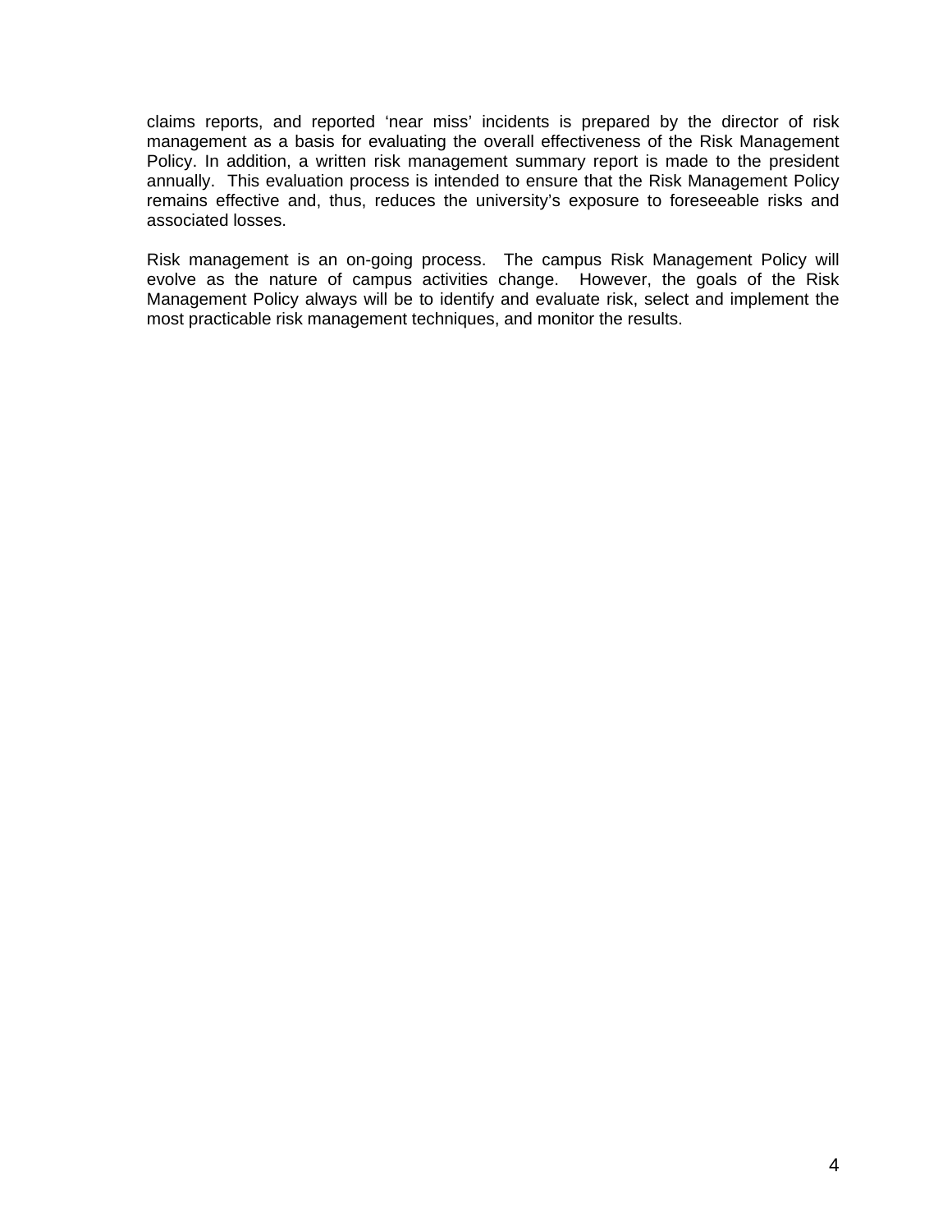claims reports, and reported 'near miss' incidents is prepared by the director of risk management as a basis for evaluating the overall effectiveness of the Risk Management Policy. In addition, a written risk management summary report is made to the president annually. This evaluation process is intended to ensure that the Risk Management Policy remains effective and, thus, reduces the university's exposure to foreseeable risks and associated losses.

Risk management is an on-going process. The campus Risk Management Policy will evolve as the nature of campus activities change. However, the goals of the Risk Management Policy always will be to identify and evaluate risk, select and implement the most practicable risk management techniques, and monitor the results.